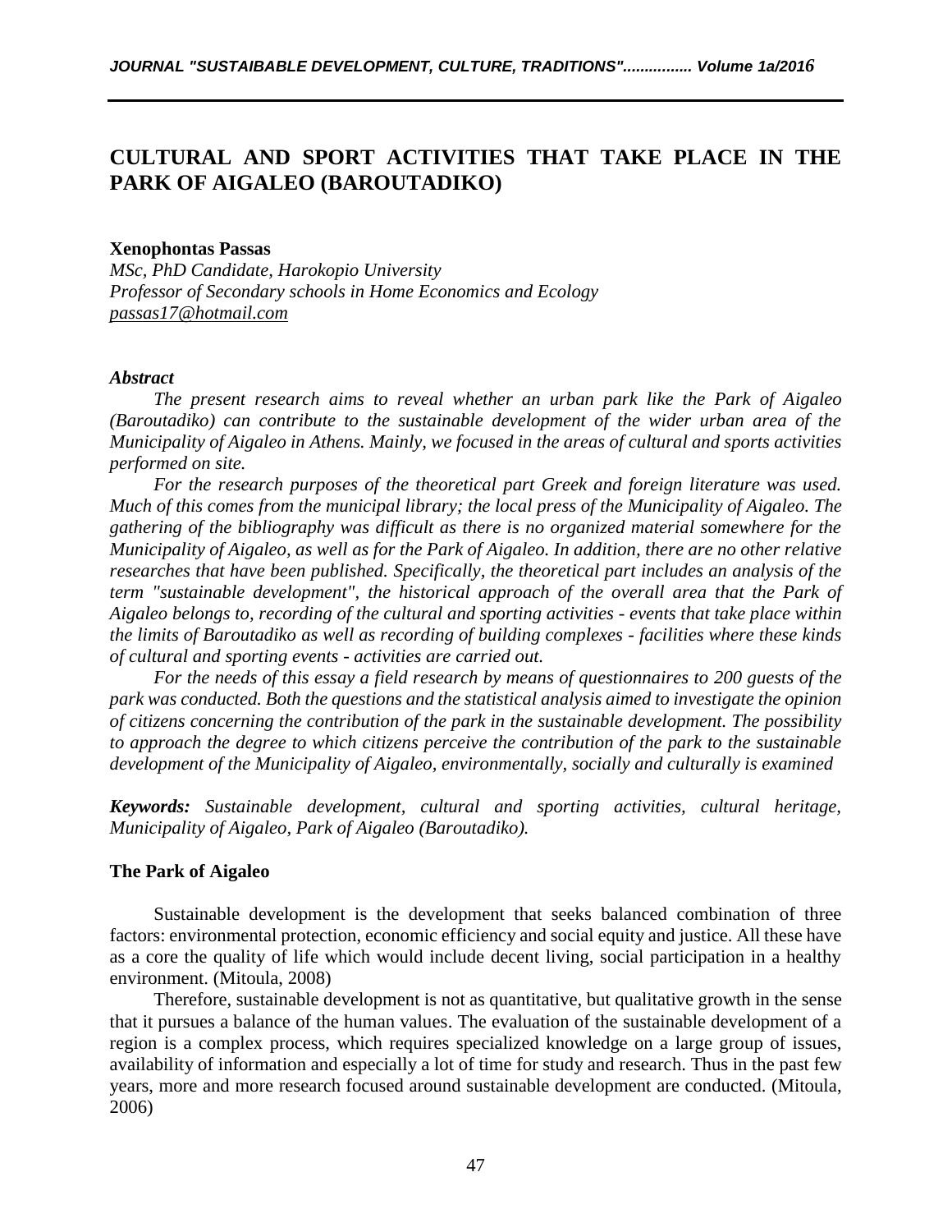# CULTURAL AND SPORT ACTIVITIES THAT TAKE PLACE IN THE PARK OF AIGALEO (BAROUTADIKO)

**Xenophontas Passas**
*MSc, PhD Candidate, Harokopio University*
*Professor of Secondary schools in Home Economics and Ecology*
passas17@hotmail.com

***Abstract***

*The present research aims to reveal whether an urban park like the Park of Aigaleo (Baroutadiko) can contribute to the sustainable development of the wider urban area of the Municipality of Aigaleo in Athens. Mainly, we focused in the areas of cultural and sports activities performed on site.*

*For the research purposes of the theoretical part Greek and foreign literature was used. Much of this comes from the municipal library; the local press of the Municipality of Aigaleo. The gathering of the bibliography was difficult as there is no organized material somewhere for the Municipality of Aigaleo, as well as for the Park of Aigaleo. In addition, there are no other relative researches that have been published. Specifically, the theoretical part includes an analysis of the term "sustainable development", the historical approach of the overall area that the Park of Aigaleo belongs to, recording of the cultural and sporting activities - events that take place within the limits of Baroutadiko as well as recording of building complexes - facilities where these kinds of cultural and sporting events - activities are carried out.*

*For the needs of this essay a field research by means of questionnaires to 200 guests of the park was conducted. Both the questions and the statistical analysis aimed to investigate the opinion of citizens concerning the contribution of the park in the sustainable development. The possibility to approach the degree to which citizens perceive the contribution of the park to the sustainable development of the Municipality of Aigaleo, environmentally, socially and culturally is examined*

***Keywords:*** *Sustainable development, cultural and sporting activities, cultural heritage, Municipality of Aigaleo, Park of Aigaleo (Baroutadiko).*

## The Park of Aigaleo

Sustainable development is the development that seeks balanced combination of three factors: environmental protection, economic efficiency and social equity and justice. All these have as a core the quality of life which would include decent living, social participation in a healthy environment. (Mitoula, 2008)

Therefore, sustainable development is not as quantitative, but qualitative growth in the sense that it pursues a balance of the human values. The evaluation of the sustainable development of a region is a complex process, which requires specialized knowledge on a large group of issues, availability of information and especially a lot of time for study and research. Thus in the past few years, more and more research focused around sustainable development are conducted. (Mitoula, 2006)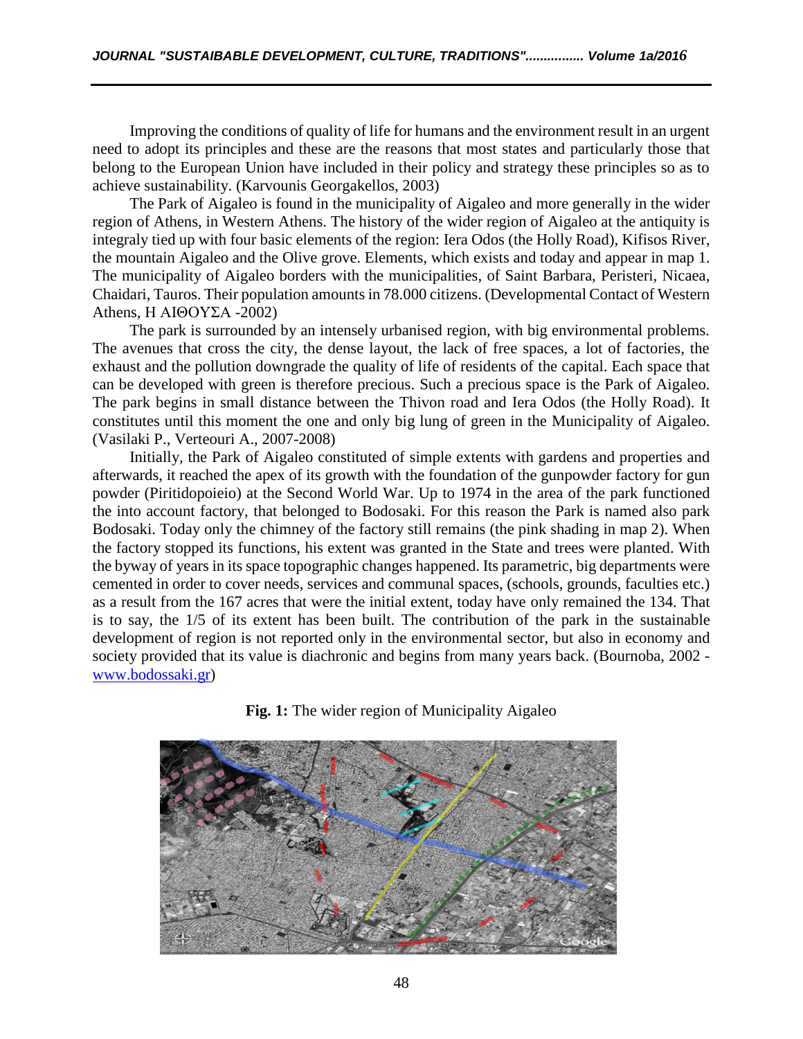Improving the conditions of quality of life for humans and the environment result in an urgent need to adopt its principles and these are the reasons that most states and particularly those that belong to the European Union have included in their policy and strategy these principles so as to achieve sustainability. (Karvounis Georgakellos, 2003)

The Park of Aigaleo is found in the municipality of Aigaleo and more generally in the wider region of Athens, in Western Athens. The history of the wider region of Aigaleo at the antiquity is integraly tied up with four basic elements of the region: Iera Odos (the Holly Road), Kifisos River, the mountain Aigaleo and the Olive grove. Elements, which exists and today and appear in map 1. The municipality of Aigaleo borders with the municipalities, of Saint Barbara, Peristeri, Nicaea, Chaidari, Tauros. Their population amounts in 78.000 citizens. (Developmental Contact of Western Athens, Η ΑΙΘΟΥΣΑ -2002)

The park is surrounded by an intensely urbanised region, with big environmental problems. The avenues that cross the city, the dense layout, the lack of free spaces, a lot of factories, the exhaust and the pollution downgrade the quality of life of residents of the capital. Each space that can be developed with green is therefore precious. Such a precious space is the Park of Aigaleo. The park begins in small distance between the Thivon road and Iera Odos (the Holly Road). It constitutes until this moment the one and only big lung of green in the Municipality of Aigaleo. (Vasilaki P., Verteouri A., 2007-2008)

Initially, the Park of Aigaleo constituted of simple extents with gardens and properties and afterwards, it reached the apex of its growth with the foundation of the gunpowder factory for gun powder (Piritidopoieio) at the Second World War. Up to 1974 in the area of the park functioned the into account factory, that belonged to Bodosaki. For this reason the Park is named also park Bodosaki. Today only the chimney of the factory still remains (the pink shading in map 2). When the factory stopped its functions, his extent was granted in the State and trees were planted. With the byway of years in its space topographic changes happened. Its parametric, big departments were cemented in order to cover needs, services and communal spaces, (schools, grounds, faculties etc.) as a result from the 167 acres that were the initial extent, today have only remained the 134. That is to say, the 1/5 of its extent has been built. The contribution of the park in the sustainable development of region is not reported only in the environmental sector, but also in economy and society provided that its value is diachronic and begins from many years back. (Bournoba, 2002 - www.bodossaki.gr)

**Fig. 1:** The wider region of Municipality Aigaleo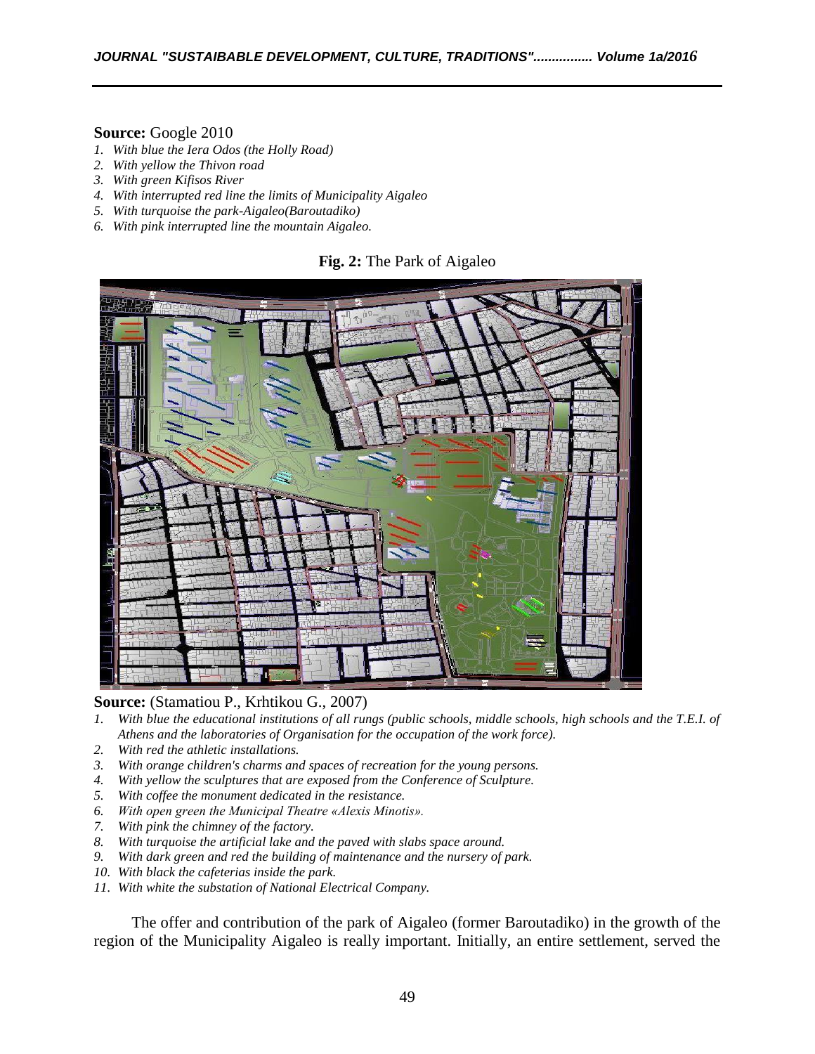**Source:** Google 2010

1. *With blue the Iera Odos (the Holly Road)*
2. *With yellow the Thivon road*
3. *With green Kifisos River*
4. *With interrupted red line the limits of Municipality Aigaleo*
5. *With turquoise the park-Aigaleo(Baroutadiko)*
6. *With pink interrupted line the mountain Aigaleo.*

**Fig. 2:** The Park of Aigaleo

**Source:** (Stamatiou P., Krhtikou G., 2007)

1. *With blue the educational institutions of all rungs (public schools, middle schools, high schools and the T.E.I. of Athens and the laboratories of Organisation for the occupation of the work force).*
2. *With red the athletic installations.*
3. *With orange children's charms and spaces of recreation for the young persons.*
4. *With yellow the sculptures that are exposed from the Conference of Sculpture.*
5. *With coffee the monument dedicated in the resistance.*
6. *With open green the Municipal Theatre «Alexis Minotis».*
7. *With pink the chimney of the factory.*
8. *With turquoise the artificial lake and the paved with slabs space around.*
9. *With dark green and red the building of maintenance and the nursery of park.*
10. *With black the cafeterias inside the park.*
11. *With white the substation of National Electrical Company.*

The offer and contribution of the park of Aigaleo (former Baroutadiko) in the growth of the region of the Municipality Aigaleo is really important. Initially, an entire settlement, served the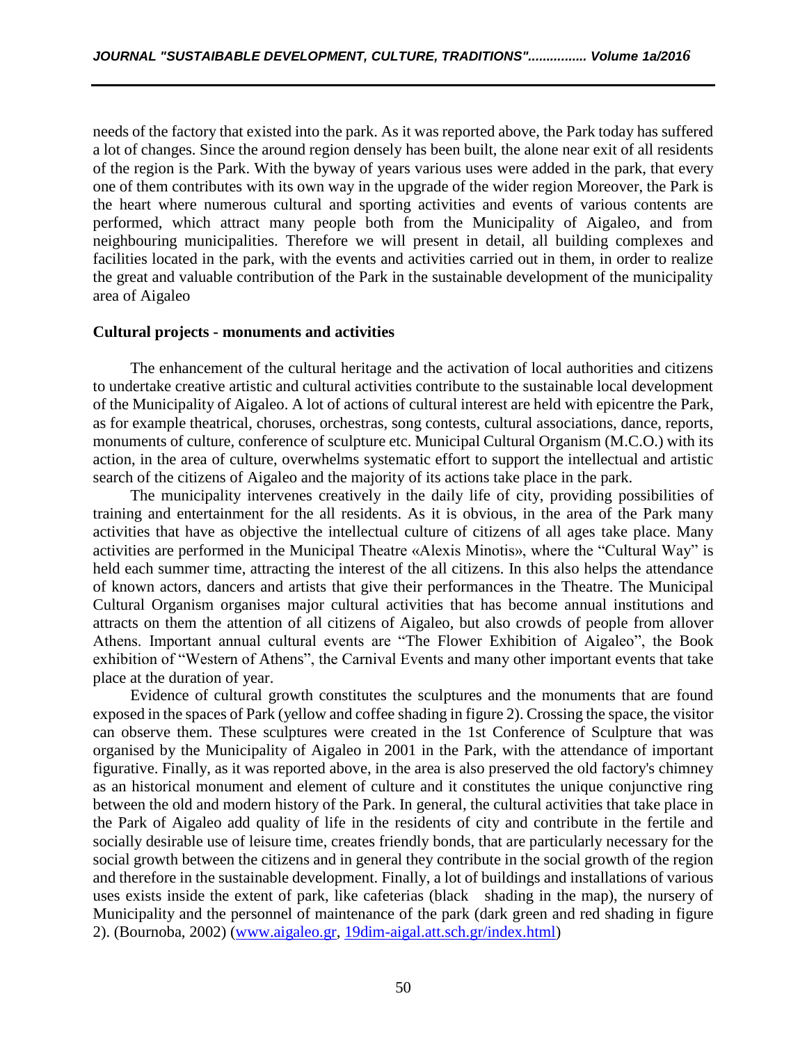needs of the factory that existed into the park. As it was reported above, the Park today has suffered a lot of changes. Since the around region densely has been built, the alone near exit of all residents of the region is the Park. With the byway of years various uses were added in the park, that every one of them contributes with its own way in the upgrade of the wider region Moreover, the Park is the heart where numerous cultural and sporting activities and events of various contents are performed, which attract many people both from the Municipality of Aigaleo, and from neighbouring municipalities. Therefore we will present in detail, all building complexes and facilities located in the park, with the events and activities carried out in them, in order to realize the great and valuable contribution of the Park in the sustainable development of the municipality area of Aigaleo

**Cultural projects - monuments and activities**

The enhancement of the cultural heritage and the activation of local authorities and citizens to undertake creative artistic and cultural activities contribute to the sustainable local development of the Municipality of Aigaleo. A lot of actions of cultural interest are held with epicentre the Park, as for example theatrical, choruses, orchestras, song contests, cultural associations, dance, reports, monuments of culture, conference of sculpture etc. Municipal Cultural Organism (M.C.O.) with its action, in the area of culture, overwhelms systematic effort to support the intellectual and artistic search of the citizens of Aigaleo and the majority of its actions take place in the park.

The municipality intervenes creatively in the daily life of city, providing possibilities of training and entertainment for the all residents. As it is obvious, in the area of the Park many activities that have as objective the intellectual culture of citizens of all ages take place. Many activities are performed in the Municipal Theatre «Alexis Minotis», where the "Cultural Way" is held each summer time, attracting the interest of the all citizens. In this also helps the attendance of known actors, dancers and artists that give their performances in the Theatre. The Municipal Cultural Organism organises major cultural activities that has become annual institutions and attracts on them the attention of all citizens of Aigaleo, but also crowds of people from allover Athens. Important annual cultural events are "The Flower Exhibition of Aigaleo", the Book exhibition of "Western of Athens", the Carnival Events and many other important events that take place at the duration of year.

Evidence of cultural growth constitutes the sculptures and the monuments that are found exposed in the spaces of Park (yellow and coffee shading in figure 2). Crossing the space, the visitor can observe them. These sculptures were created in the 1st Conference of Sculpture that was organised by the Municipality of Aigaleo in 2001 in the Park, with the attendance of important figurative. Finally, as it was reported above, in the area is also preserved the old factory's chimney as an historical monument and element of culture and it constitutes the unique conjunctive ring between the old and modern history of the Park. In general, the cultural activities that take place in the Park of Aigaleo add quality of life in the residents of city and contribute in the fertile and socially desirable use of leisure time, creates friendly bonds, that are particularly necessary for the social growth between the citizens and in general they contribute in the social growth of the region and therefore in the sustainable development. Finally, a lot of buildings and installations of various uses exists inside the extent of park, like cafeterias (black shading in the map), the nursery of Municipality and the personnel of maintenance of the park (dark green and red shading in figure 2). (Bournoba, 2002) (www.aigaleo.gr, 19dim-aigal.att.sch.gr/index.html)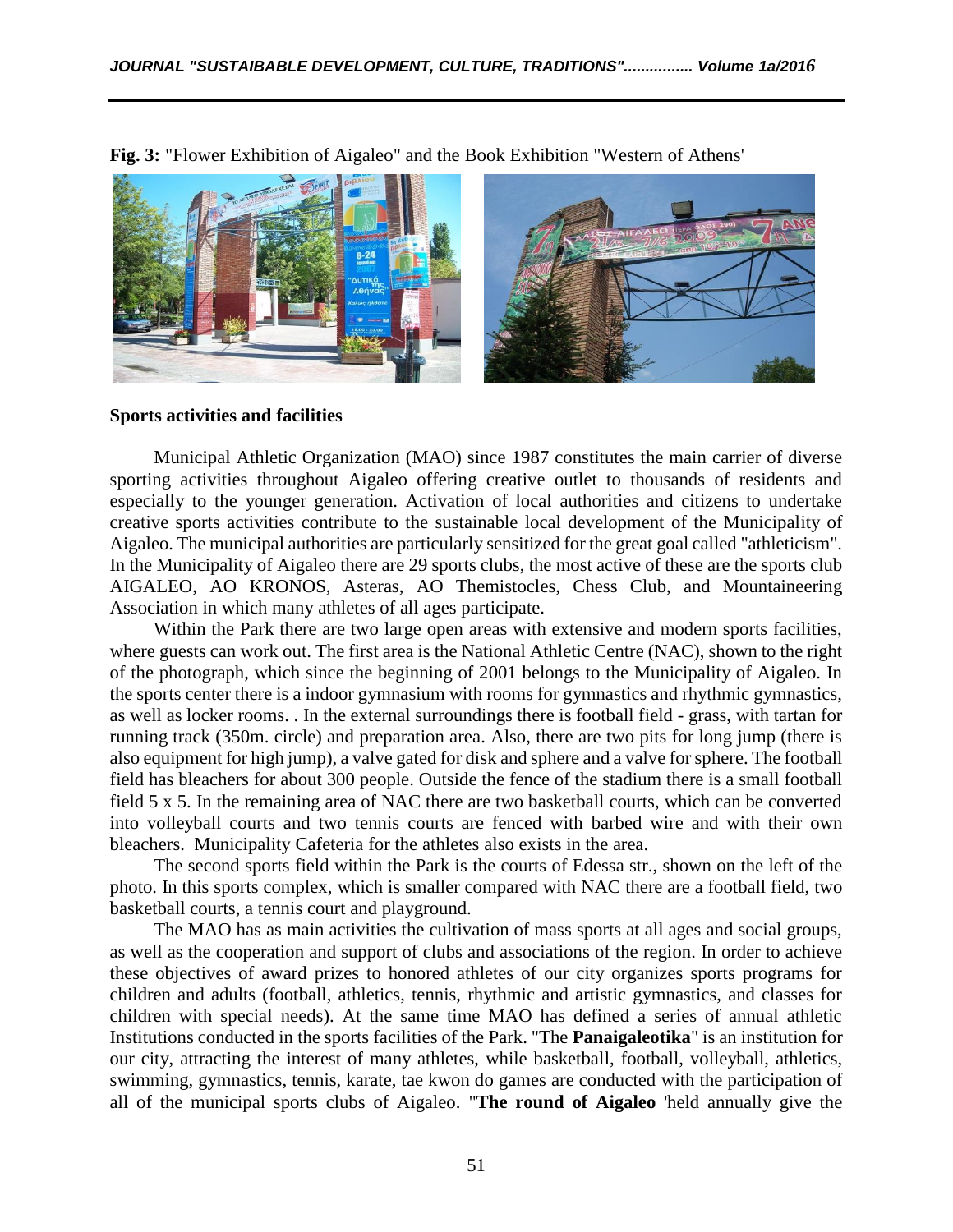**Fig. 3:** "Flower Exhibition of Aigaleo" and the Book Exhibition "Western of Athens'

**Sports activities and facilities**

Municipal Athletic Organization (MAO) since 1987 constitutes the main carrier of diverse sporting activities throughout Aigaleo offering creative outlet to thousands of residents and especially to the younger generation. Activation of local authorities and citizens to undertake creative sports activities contribute to the sustainable local development of the Municipality of Aigaleo. The municipal authorities are particularly sensitized for the great goal called "athleticism". In the Municipality of Aigaleo there are 29 sports clubs, the most active of these are the sports club AIGALEO, AO KRONOS, Asteras, AO Themistocles, Chess Club, and Mountaineering Association in which many athletes of all ages participate.

Within the Park there are two large open areas with extensive and modern sports facilities, where guests can work out. The first area is the National Athletic Centre (NAC), shown to the right of the photograph, which since the beginning of 2001 belongs to the Municipality of Aigaleo. In the sports center there is a indoor gymnasium with rooms for gymnastics and rhythmic gymnastics, as well as locker rooms. . In the external surroundings there is football field - grass, with tartan for running track (350m. circle) and preparation area. Also, there are two pits for long jump (there is also equipment for high jump), a valve gated for disk and sphere and a valve for sphere. The football field has bleachers for about 300 people. Outside the fence of the stadium there is a small football field 5 x 5. In the remaining area of NAC there are two basketball courts, which can be converted into volleyball courts and two tennis courts are fenced with barbed wire and with their own bleachers. Municipality Cafeteria for the athletes also exists in the area.

The second sports field within the Park is the courts of Edessa str., shown on the left of the photo. In this sports complex, which is smaller compared with NAC there are a football field, two basketball courts, a tennis court and playground.

The MAO has as main activities the cultivation of mass sports at all ages and social groups, as well as the cooperation and support of clubs and associations of the region. In order to achieve these objectives of award prizes to honored athletes of our city organizes sports programs for children and adults (football, athletics, tennis, rhythmic and artistic gymnastics, and classes for children with special needs). At the same time MAO has defined a series of annual athletic Institutions conducted in the sports facilities of the Park. "The **Panaigaleotika**" is an institution for our city, attracting the interest of many athletes, while basketball, football, volleyball, athletics, swimming, gymnastics, tennis, karate, tae kwon do games are conducted with the participation of all of the municipal sports clubs of Aigaleo. "**The round of Aigaleo** 'held annually give the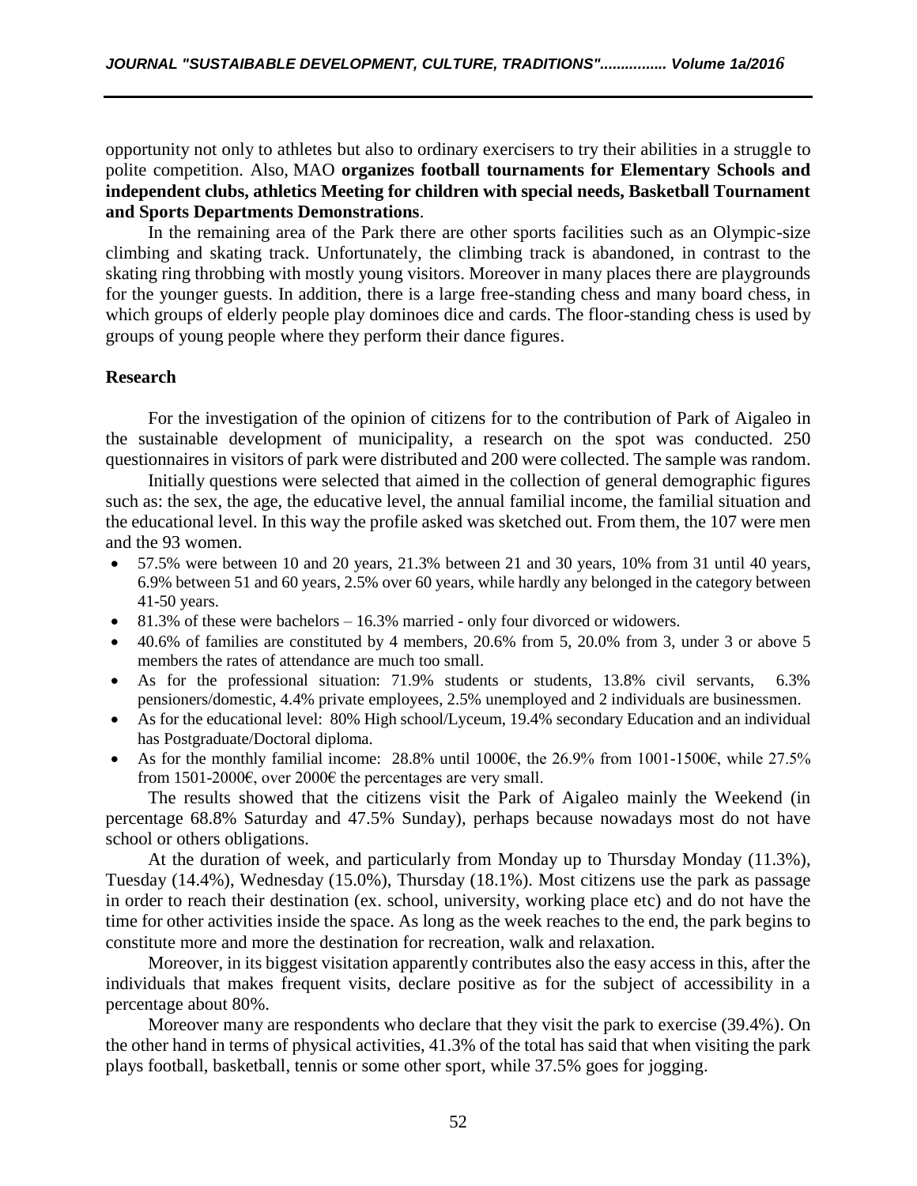opportunity not only to athletes but also to ordinary exercisers to try their abilities in a struggle to polite competition. Also, MAO **organizes football tournaments for Elementary Schools and independent clubs, athletics Meeting for children with special needs, Basketball Tournament and Sports Departments Demonstrations**.

In the remaining area of the Park there are other sports facilities such as an Olympic-size climbing and skating track. Unfortunately, the climbing track is abandoned, in contrast to the skating ring throbbing with mostly young visitors. Moreover in many places there are playgrounds for the younger guests. In addition, there is a large free-standing chess and many board chess, in which groups of elderly people play dominoes dice and cards. The floor-standing chess is used by groups of young people where they perform their dance figures.

**Research**

For the investigation of the opinion of citizens for to the contribution of Park of Aigaleo in the sustainable development of municipality, a research on the spot was conducted. 250 questionnaires in visitors of park were distributed and 200 were collected. The sample was random.

Initially questions were selected that aimed in the collection of general demographic figures such as: the sex, the age, the educative level, the annual familial income, the familial situation and the educational level. In this way the profile asked was sketched out. From them, the 107 were men and the 93 women.

- 57.5% were between 10 and 20 years, 21.3% between 21 and 30 years, 10% from 31 until 40 years, 6.9% between 51 and 60 years, 2.5% over 60 years, while hardly any belonged in the category between 41-50 years.
- 81.3% of these were bachelors – 16.3% married - only four divorced or widowers.
- 40.6% of families are constituted by 4 members, 20.6% from 5, 20.0% from 3, under 3 or above 5 members the rates of attendance are much too small.
- As for the professional situation: 71.9% students or students, 13.8% civil servants, 6.3% pensioners/domestic, 4.4% private employees, 2.5% unemployed and 2 individuals are businessmen.
- As for the educational level: 80% High school/Lyceum, 19.4% secondary Education and an individual has Postgraduate/Doctoral diploma.
- As for the monthly familial income: 28.8% until 1000€, the 26.9% from 1001-1500€, while 27.5% from 1501-2000€, over 2000€ the percentages are very small.

The results showed that the citizens visit the Park of Aigaleo mainly the Weekend (in percentage 68.8% Saturday and 47.5% Sunday), perhaps because nowadays most do not have school or others obligations.

At the duration of week, and particularly from Monday up to Thursday Monday (11.3%), Tuesday (14.4%), Wednesday (15.0%), Thursday (18.1%). Most citizens use the park as passage in order to reach their destination (ex. school, university, working place etc) and do not have the time for other activities inside the space. As long as the week reaches to the end, the park begins to constitute more and more the destination for recreation, walk and relaxation.

Moreover, in its biggest visitation apparently contributes also the easy access in this, after the individuals that makes frequent visits, declare positive as for the subject of accessibility in a percentage about 80%.

Moreover many are respondents who declare that they visit the park to exercise (39.4%). On the other hand in terms of physical activities, 41.3% of the total has said that when visiting the park plays football, basketball, tennis or some other sport, while 37.5% goes for jogging.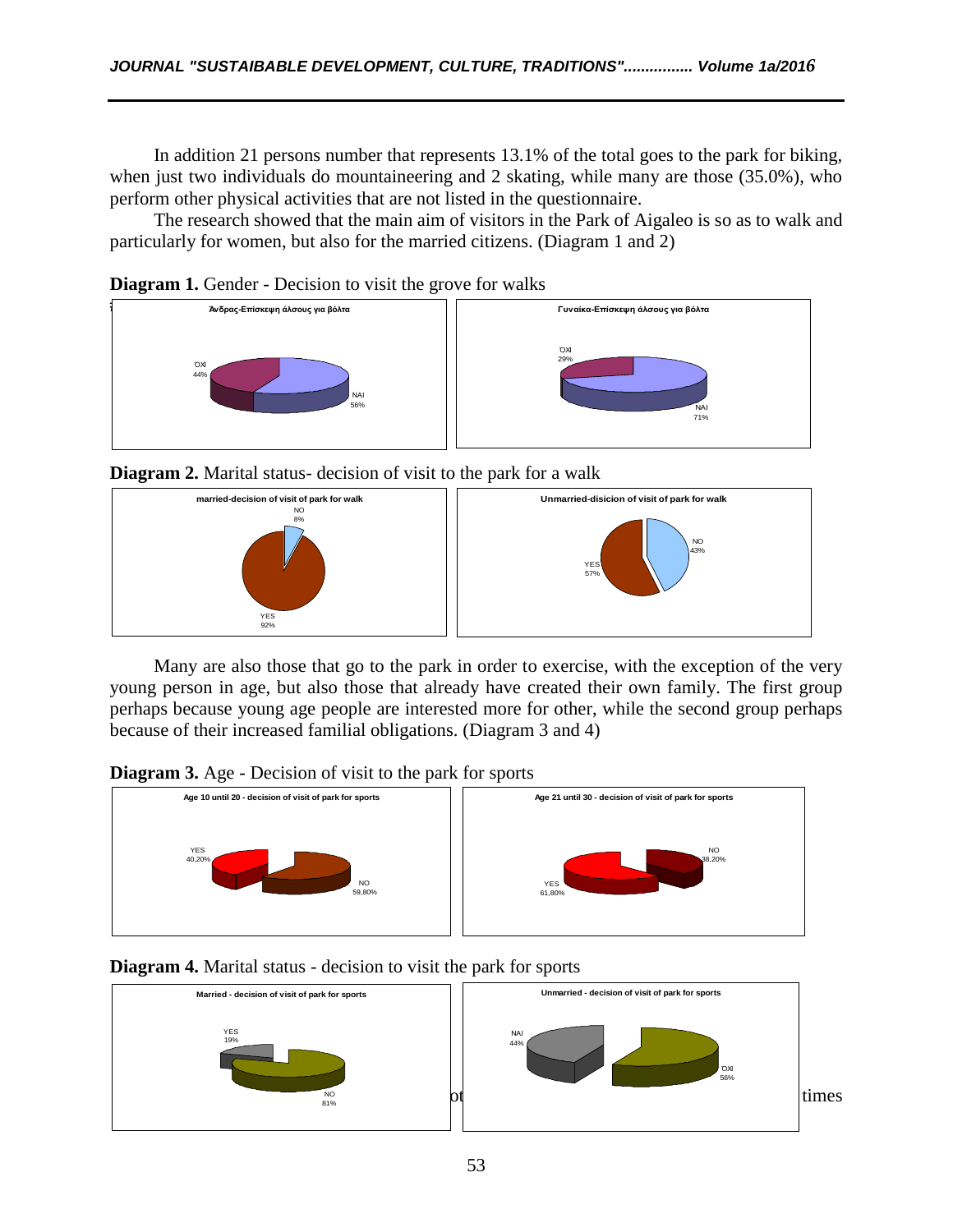In addition 21 persons number that represents 13.1% of the total goes to the park for biking, when just two individuals do mountaineering and 2 skating, while many are those (35.0%), who perform other physical activities that are not listed in the questionnaire.

The research showed that the main aim of visitors in the Park of Aigaleo is so as to walk and particularly for women, but also for the married citizens. (Diagram 1 and 2)

**Diagram 1.** Gender - Decision to visit the grove for walks

**Diagram 2.** Marital status- decision of visit to the park for a walk

Many are also those that go to the park in order to exercise, with the exception of the very young person in age, but also those that already have created their own family. The first group perhaps because young age people are interested more for other, while the second group perhaps because of their increased familial obligations. (Diagram 3 and 4)

**Diagram 3.** Age - Decision of visit to the park for sports

**Diagram 4.** Marital status - decision to visit the park for sports

ot times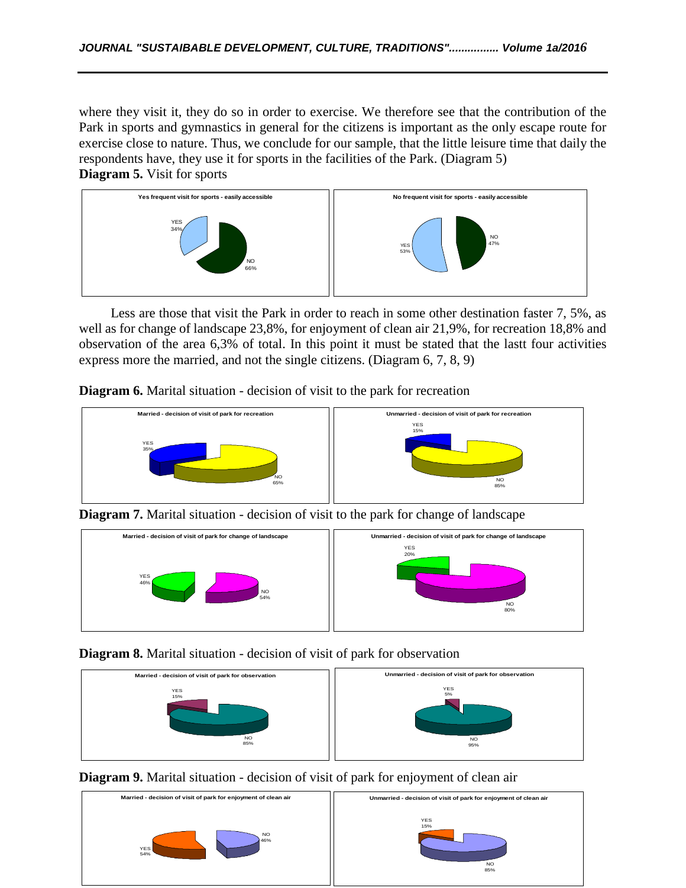where they visit it, they do so in order to exercise. We therefore see that the contribution of the Park in sports and gymnastics in general for the citizens is important as the only escape route for exercise close to nature. Thus, we conclude for our sample, that the little leisure time that daily the respondents have, they use it for sports in the facilities of the Park. (Diagram 5)

**Diagram 5.** Visit for sports

Yes frequent visit for sports - easily accessible: YES 34%, NO 66%

No frequent visit for sports - easily accessible: YES 53%, NO 47%

Less are those that visit the Park in order to reach in some other destination faster 7, 5%, as well as for change of landscape 23,8%, for enjoyment of clean air 21,9%, for recreation 18,8% and observation of the area 6,3% of total. In this point it must be stated that the lastt four activities express more the married, and not the single citizens. (Diagram 6, 7, 8, 9)

**Diagram 6.** Marital situation - decision of visit to the park for recreation

Married - decision of visit of park for recreation: YES 35%, NO 65%

Unmarried - decision of visit of park for recreation: YES 15%, NO 85%

**Diagram 7.** Marital situation - decision of visit to the park for change of landscape

Married - decision of visit of park for change of landscape: YES 46%, NO 54%

Unmarried - decision of visit of park for change of landscape: YES 20%, NO 80%

**Diagram 8.** Marital situation - decision of visit of park for observation

Married - decision of visit of park for observation: YES 15%, NO 85%

Unmarried - decision of visit of park for observation: YES 5%, NO 95%

**Diagram 9.** Marital situation - decision of visit of park for enjoyment of clean air

Married - decision of visit of park for enjoyment of clean air: YES 54%, NO 46%

Unmarried - decision of visit of park for enjoyment of clean air: YES 15%, NO 85%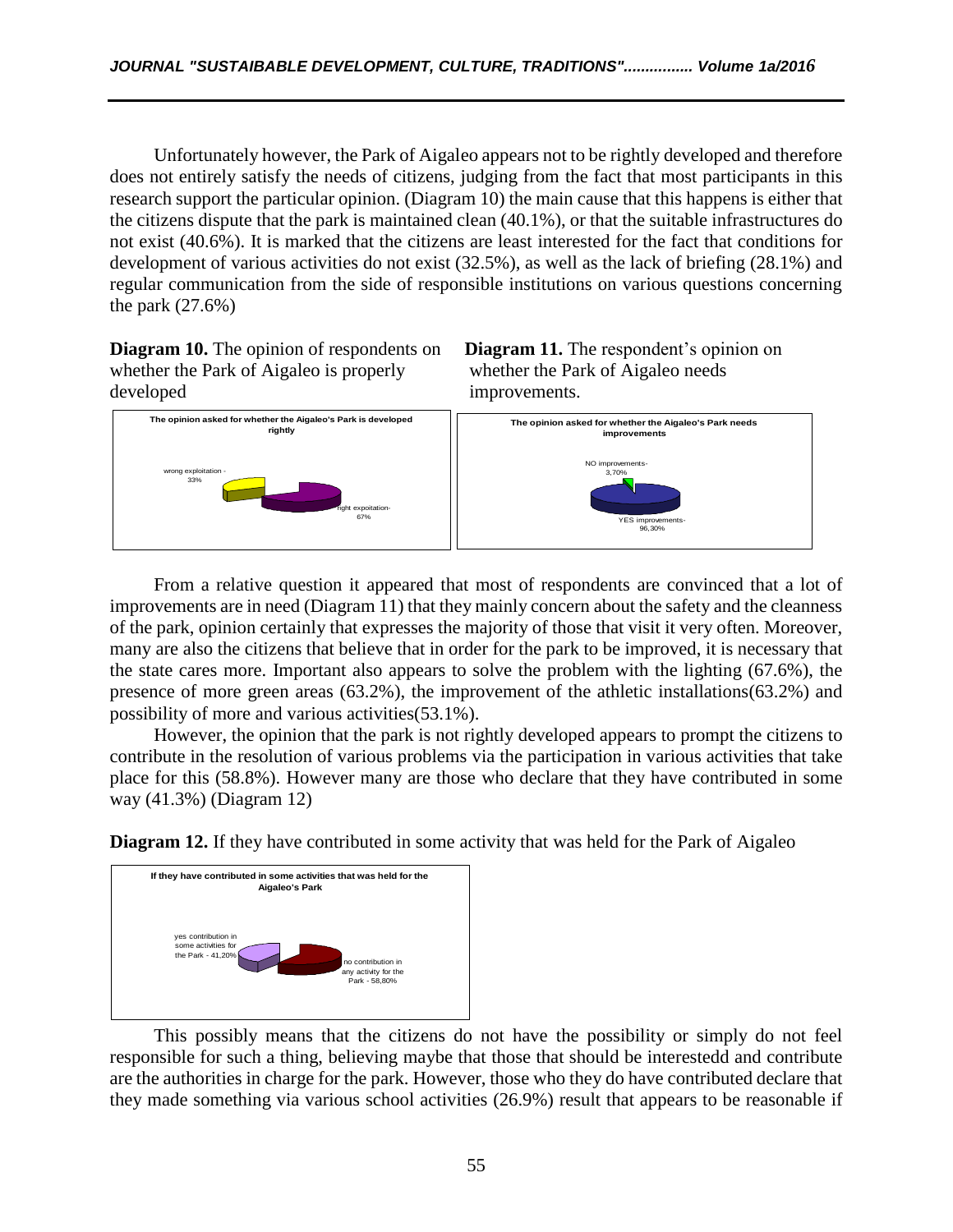Unfortunately however, the Park of Aigaleo appears not to be rightly developed and therefore does not entirely satisfy the needs of citizens, judging from the fact that most participants in this research support the particular opinion. (Diagram 10) the main cause that this happens is either that the citizens dispute that the park is maintained clean (40.1%), or that the suitable infrastructures do not exist (40.6%). It is marked that the citizens are least interested for the fact that conditions for development of various activities do not exist (32.5%), as well as the lack of briefing (28.1%) and regular communication from the side of responsible institutions on various questions concerning the park (27.6%)

**Diagram 10.** The opinion of respondents on whether the Park of Aigaleo is properly developed

The opinion asked for whether the Aigaleo's Park is developed rightly

wrong exploitation - 33%

right expoitation- 67%

**Diagram 11.** The respondent's opinion on whether the Park of Aigaleo needs improvements.

The opinion asked for whether the Aigaleo's Park needs improvements

NO improvements- 3,70%

YES improvements- 96,30%

From a relative question it appeared that most of respondents are convinced that a lot of improvements are in need (Diagram 11) that they mainly concern about the safety and the cleanness of the park, opinion certainly that expresses the majority of those that visit it very often. Moreover, many are also the citizens that believe that in order for the park to be improved, it is necessary that the state cares more. Important also appears to solve the problem with the lighting (67.6%), the presence of more green areas (63.2%), the improvement of the athletic installations(63.2%) and possibility of more and various activities(53.1%).

However, the opinion that the park is not rightly developed appears to prompt the citizens to contribute in the resolution of various problems via the participation in various activities that take place for this (58.8%). However many are those who declare that they have contributed in some way (41.3%) (Diagram 12)

**Diagram 12.** If they have contributed in some activity that was held for the Park of Aigaleo

If they have contributed in some activities that was held for the Aigaleo's Park

yes contribution in some activities for the Park - 41,20%

no contribution in any activity for the Park - 58,80%

This possibly means that the citizens do not have the possibility or simply do not feel responsible for such a thing, believing maybe that those that should be interestedd and contribute are the authorities in charge for the park. However, those who they do have contributed declare that they made something via various school activities (26.9%) result that appears to be reasonable if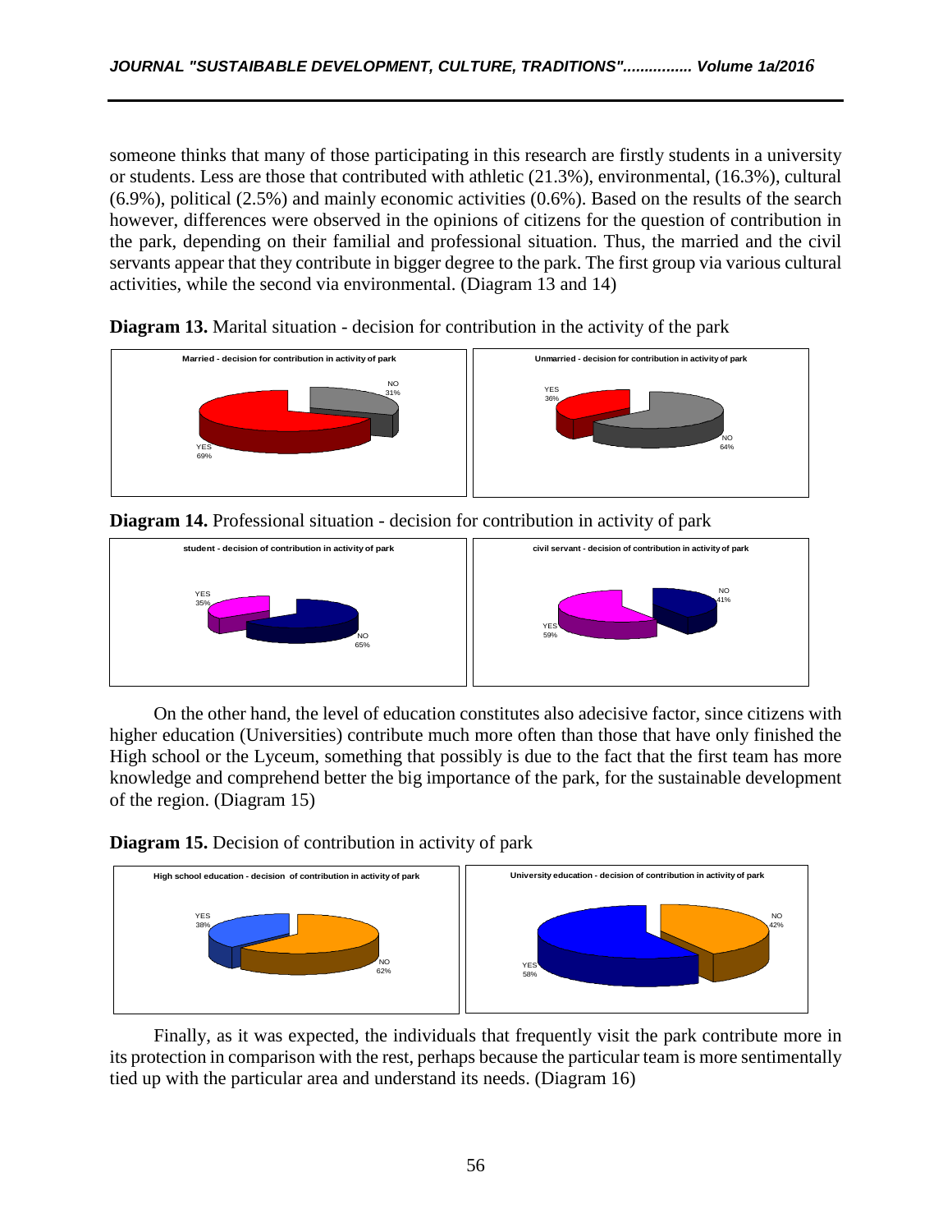someone thinks that many of those participating in this research are firstly students in a university or students. Less are those that contributed with athletic (21.3%), environmental, (16.3%), cultural (6.9%), political (2.5%) and mainly economic activities (0.6%). Based on the results of the search however, differences were observed in the opinions of citizens for the question of contribution in the park, depending on their familial and professional situation. Thus, the married and the civil servants appear that they contribute in bigger degree to the park. The first group via various cultural activities, while the second via environmental. (Diagram 13 and 14)

**Diagram 13.** Marital situation - decision for contribution in the activity of the park

**Married - decision for contribution in activity of park**

NO 31%
YES 69%

**Unmarried - decision for contribution in activity of park**

YES 36%
NO 64%

**Diagram 14.** Professional situation - decision for contribution in activity of park

**student - decision of contribution in activity of park**

YES 35%
NO 65%

**civil servant - decision of contribution in activity of park**

NO 41%
YES 59%

On the other hand, the level of education constitutes also adecisive factor, since citizens with higher education (Universities) contribute much more often than those that have only finished the High school or the Lyceum, something that possibly is due to the fact that the first team has more knowledge and comprehend better the big importance of the park, for the sustainable development of the region. (Diagram 15)

**Diagram 15.** Decision of contribution in activity of park

**High school education - decision of contribution in activity of park**

YES 38%
NO 62%

**University education - decision of contribution in activity of park**

NO 42%
YES 58%

Finally, as it was expected, the individuals that frequently visit the park contribute more in its protection in comparison with the rest, perhaps because the particular team is more sentimentally tied up with the particular area and understand its needs. (Diagram 16)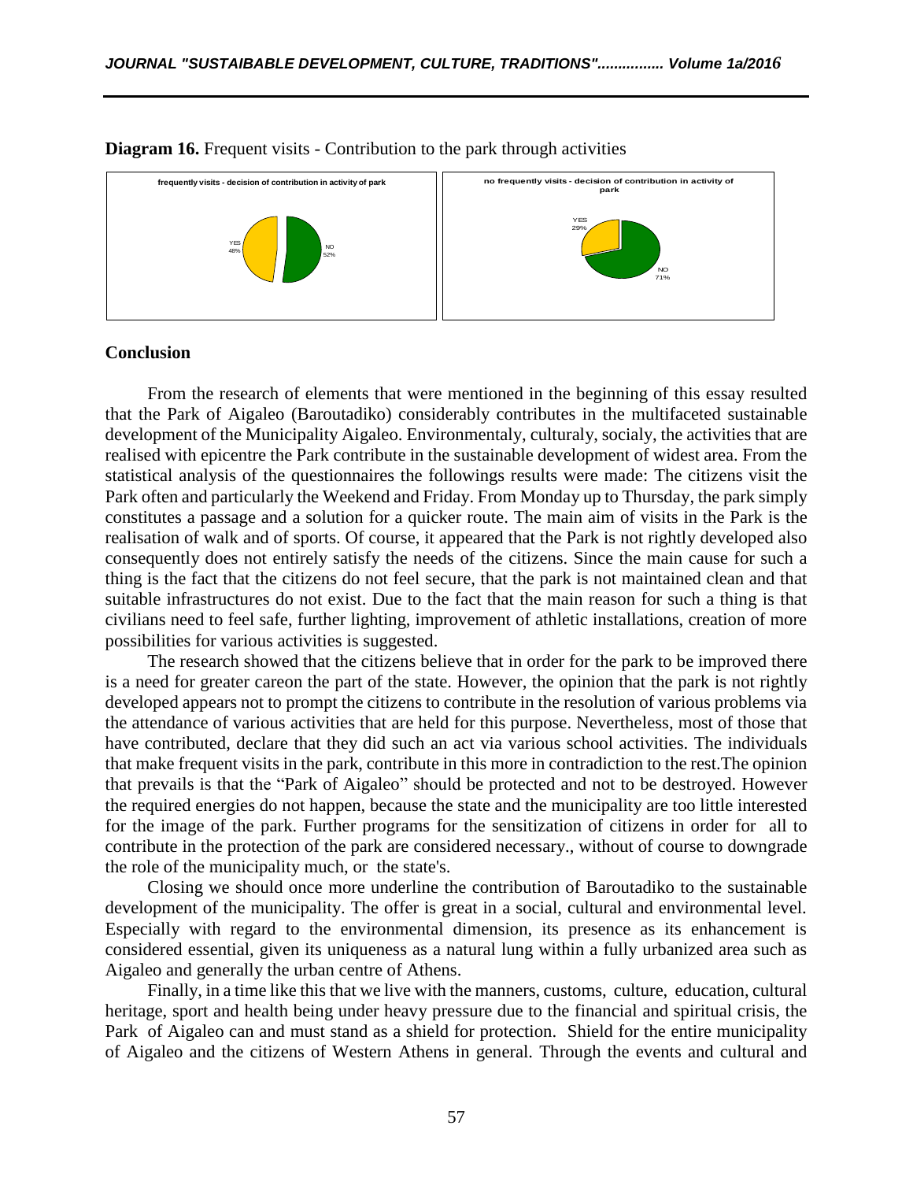**Diagram 16.** Frequent visits - Contribution to the park through activities

## Conclusion

From the research of elements that were mentioned in the beginning of this essay resulted that the Park of Aigaleo (Baroutadiko) considerably contributes in the multifaceted sustainable development of the Municipality Aigaleo. Environmentaly, culturaly, socialy, the activities that are realised with epicentre the Park contribute in the sustainable development of widest area. From the statistical analysis of the questionnaires the followings results were made: The citizens visit the Park often and particularly the Weekend and Friday. From Monday up to Thursday, the park simply constitutes a passage and a solution for a quicker route. The main aim of visits in the Park is the realisation of walk and of sports. Of course, it appeared that the Park is not rightly developed also consequently does not entirely satisfy the needs of the citizens. Since the main cause for such a thing is the fact that the citizens do not feel secure, that the park is not maintained clean and that suitable infrastructures do not exist. Due to the fact that the main reason for such a thing is that civilians need to feel safe, further lighting, improvement of athletic installations, creation of more possibilities for various activities is suggested.

The research showed that the citizens believe that in order for the park to be improved there is a need for greater careon the part of the state. However, the opinion that the park is not rightly developed appears not to prompt the citizens to contribute in the resolution of various problems via the attendance of various activities that are held for this purpose. Nevertheless, most of those that have contributed, declare that they did such an act via various school activities. The individuals that make frequent visits in the park, contribute in this more in contradiction to the rest.The opinion that prevails is that the "Park of Aigaleo" should be protected and not to be destroyed. However the required energies do not happen, because the state and the municipality are too little interested for the image of the park. Further programs for the sensitization of citizens in order for all to contribute in the protection of the park are considered necessary., without of course to downgrade the role of the municipality much, or the state's.

Closing we should once more underline the contribution of Baroutadiko to the sustainable development of the municipality. The offer is great in a social, cultural and environmental level. Especially with regard to the environmental dimension, its presence as its enhancement is considered essential, given its uniqueness as a natural lung within a fully urbanized area such as Aigaleo and generally the urban centre of Athens.

Finally, in a time like this that we live with the manners, customs, culture, education, cultural heritage, sport and health being under heavy pressure due to the financial and spiritual crisis, the Park of Aigaleo can and must stand as a shield for protection. Shield for the entire municipality of Aigaleo and the citizens of Western Athens in general. Through the events and cultural and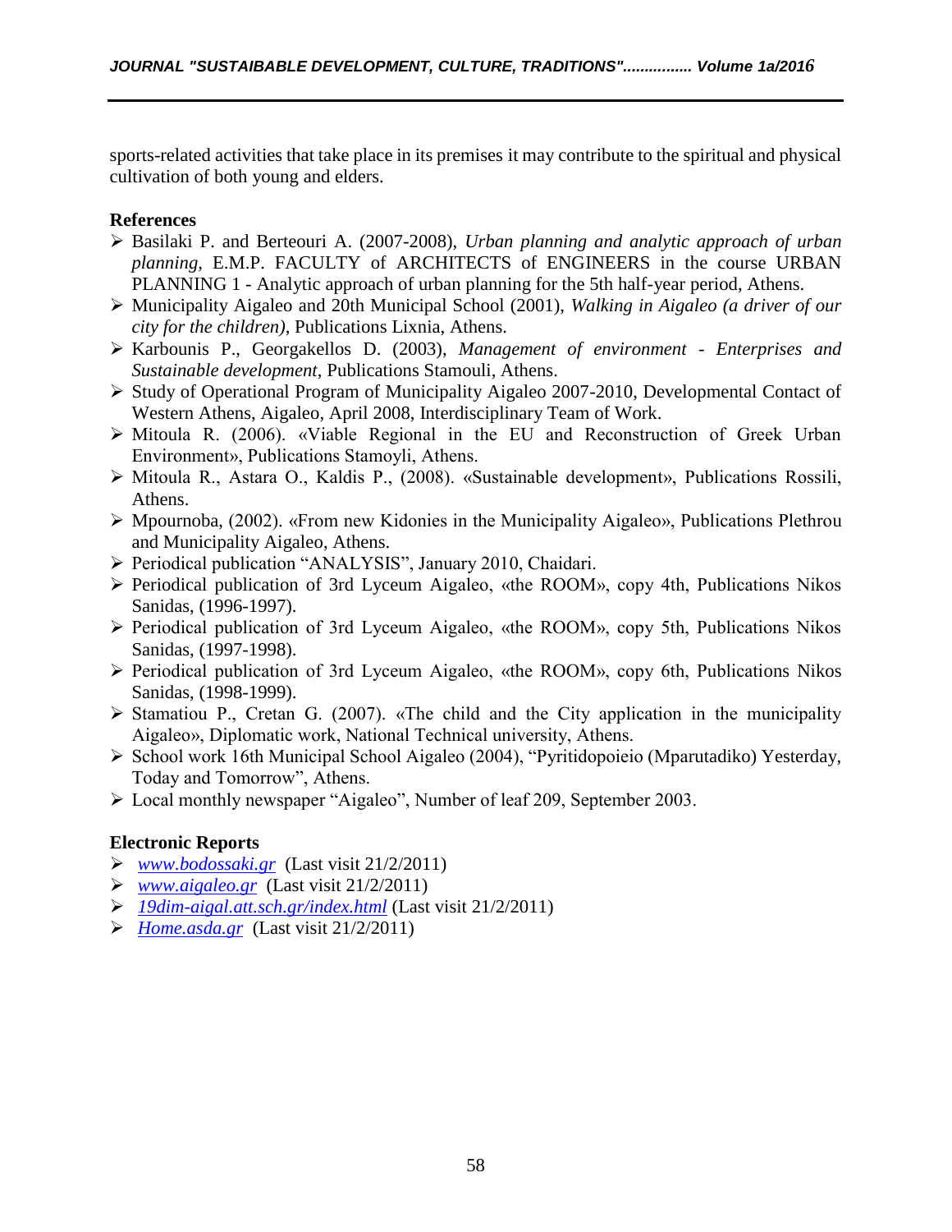sports-related activities that take place in its premises it may contribute to the spiritual and physical cultivation of both young and elders.

**References**

- Basilaki P. and Berteouri A. (2007-2008), *Urban planning and analytic approach of urban planning*, E.M.P. FACULTY of ARCHITECTS of ENGINEERS in the course URBAN PLANNING 1 - Analytic approach of urban planning for the 5th half-year period, Athens.
- Municipality Aigaleo and 20th Municipal School (2001), *Walking in Aigaleo (a driver of our city for the children)*, Publications Lixnia, Athens.
- Karbounis P., Georgakellos D. (2003), *Management of environment - Enterprises and Sustainable development*, Publications Stamouli, Athens.
- Study of Operational Program of Municipality Aigaleo 2007-2010, Developmental Contact of Western Athens, Aigaleo, April 2008, Interdisciplinary Team of Work.
- Mitoula R. (2006). «Viable Regional in the EU and Reconstruction of Greek Urban Environment», Publications Stamoyli, Athens.
- Mitoula R., Astara O., Kaldis P., (2008). «Sustainable development», Publications Rossili, Athens.
- Mpournoba, (2002). «From new Kidonies in the Municipality Aigaleo», Publications Plethrou and Municipality Aigaleo, Athens.
- Periodical publication “ANALYSIS”, January 2010, Chaidari.
- Periodical publication of 3rd Lyceum Aigaleo, «the ROOM», copy 4th, Publications Nikos Sanidas, (1996-1997).
- Periodical publication of 3rd Lyceum Aigaleo, «the ROOM», copy 5th, Publications Nikos Sanidas, (1997-1998).
- Periodical publication of 3rd Lyceum Aigaleo, «the ROOM», copy 6th, Publications Nikos Sanidas, (1998-1999).
- Stamatiou P., Cretan G. (2007). «The child and the City application in the municipality Aigaleo», Diplomatic work, National Technical university, Athens.
- School work 16th Municipal School Aigaleo (2004), “Pyritidopoieio (Mparutadiko) Yesterday, Today and Tomorrow”, Athens.
- Local monthly newspaper “Aigaleo”, Number of leaf 209, September 2003.

**Electronic Reports**

- *www.bodossaki.gr* (Last visit 21/2/2011)
- *www.aigaleo.gr* (Last visit 21/2/2011)
- *19dim-aigal.att.sch.gr/index.html* (Last visit 21/2/2011)
- *Home.asda.gr* (Last visit 21/2/2011)